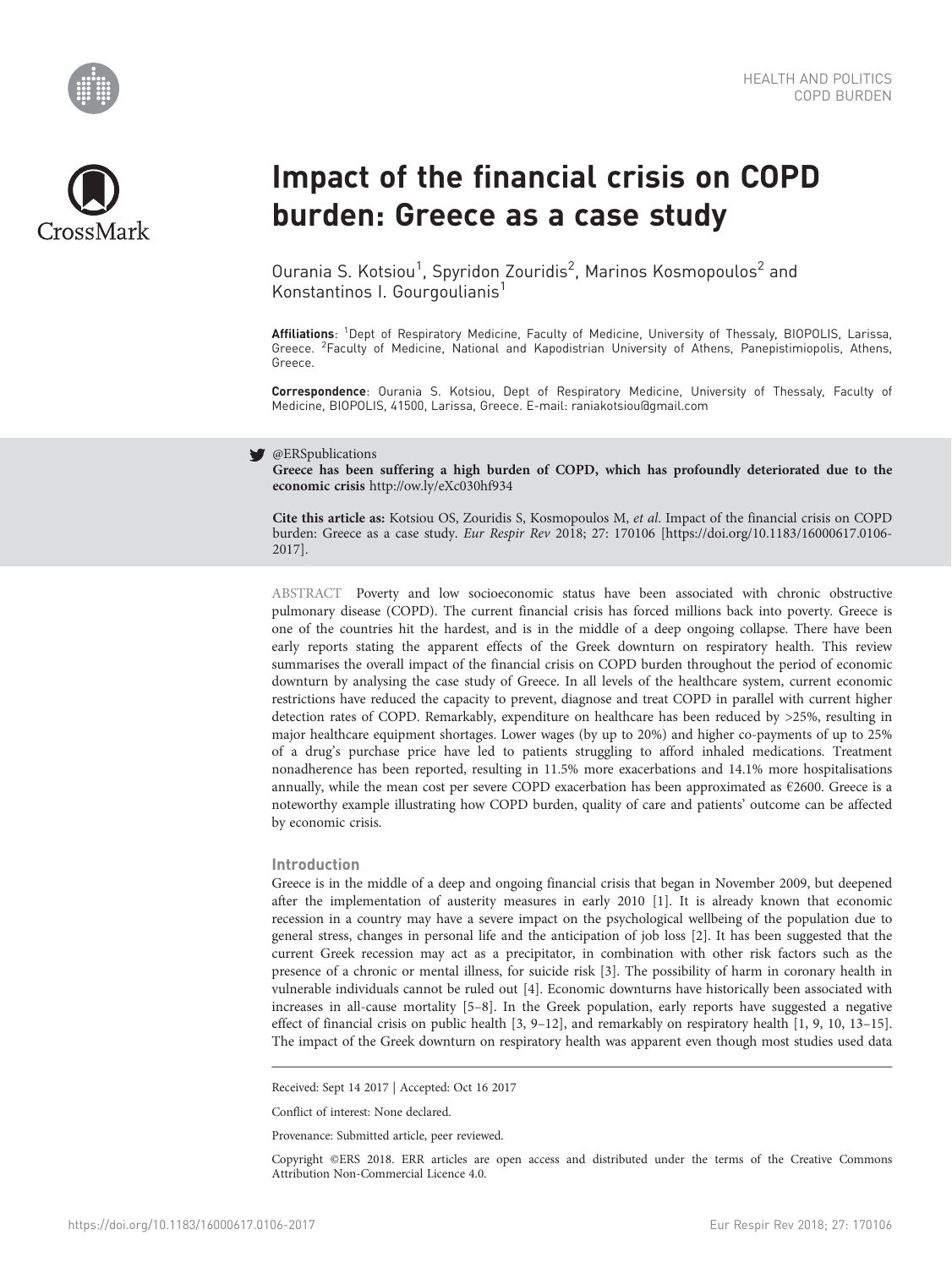# Impact of the financial crisis on COPD burden: Greece as a case study

Ourania S. Kotsiou[1], Spyridon Zouridis[2], Marinos Kosmopoulos[2] and Konstantinos I. Gourgoulianis[1]

**Affiliations**: [1]Dept of Respiratory Medicine, Faculty of Medicine, University of Thessaly, BIOPOLIS, Larissa, Greece. [2]Faculty of Medicine, National and Kapodistrian University of Athens, Panepistimiopolis, Athens, Greece.

**Correspondence**: Ourania S. Kotsiou, Dept of Respiratory Medicine, University of Thessaly, Faculty of Medicine, BIOPOLIS, 41500, Larissa, Greece. E-mail: raniakotsiou@gmail.com

@ERSpublications

**Greece has been suffering a high burden of COPD, which has profoundly deteriorated due to the economic crisis** http://ow.ly/eXc030hf934

**Cite this article as:** Kotsiou OS, Zouridis S, Kosmopoulos M, *et al*. Impact of the financial crisis on COPD burden: Greece as a case study. *Eur Respir Rev* 2018; 27: 170106 [https://doi.org/10.1183/16000617.0106-2017].

ABSTRACT Poverty and low socioeconomic status have been associated with chronic obstructive pulmonary disease (COPD). The current financial crisis has forced millions back into poverty. Greece is one of the countries hit the hardest, and is in the middle of a deep ongoing collapse. There have been early reports stating the apparent effects of the Greek downturn on respiratory health. This review summarises the overall impact of the financial crisis on COPD burden throughout the period of economic downturn by analysing the case study of Greece. In all levels of the healthcare system, current economic restrictions have reduced the capacity to prevent, diagnose and treat COPD in parallel with current higher detection rates of COPD. Remarkably, expenditure on healthcare has been reduced by >25%, resulting in major healthcare equipment shortages. Lower wages (by up to 20%) and higher co-payments of up to 25% of a drug's purchase price have led to patients struggling to afford inhaled medications. Treatment nonadherence has been reported, resulting in 11.5% more exacerbations and 14.1% more hospitalisations annually, while the mean cost per severe COPD exacerbation has been approximated as €2600. Greece is a noteworthy example illustrating how COPD burden, quality of care and patients' outcome can be affected by economic crisis.

## Introduction

Greece is in the middle of a deep and ongoing financial crisis that began in November 2009, but deepened after the implementation of austerity measures in early 2010 [1]. It is already known that economic recession in a country may have a severe impact on the psychological wellbeing of the population due to general stress, changes in personal life and the anticipation of job loss [2]. It has been suggested that the current Greek recession may act as a precipitator, in combination with other risk factors such as the presence of a chronic or mental illness, for suicide risk [3]. The possibility of harm in coronary health in vulnerable individuals cannot be ruled out [4]. Economic downturns have historically been associated with increases in all-cause mortality [5–8]. In the Greek population, early reports have suggested a negative effect of financial crisis on public health [3, 9–12], and remarkably on respiratory health [1, 9, 10, 13–15]. The impact of the Greek downturn on respiratory health was apparent even though most studies used data

Received: Sept 14 2017 | Accepted: Oct 16 2017

Conflict of interest: None declared.

Provenance: Submitted article, peer reviewed.

Copyright ©ERS 2018. ERR articles are open access and distributed under the terms of the Creative Commons Attribution Non-Commercial Licence 4.0.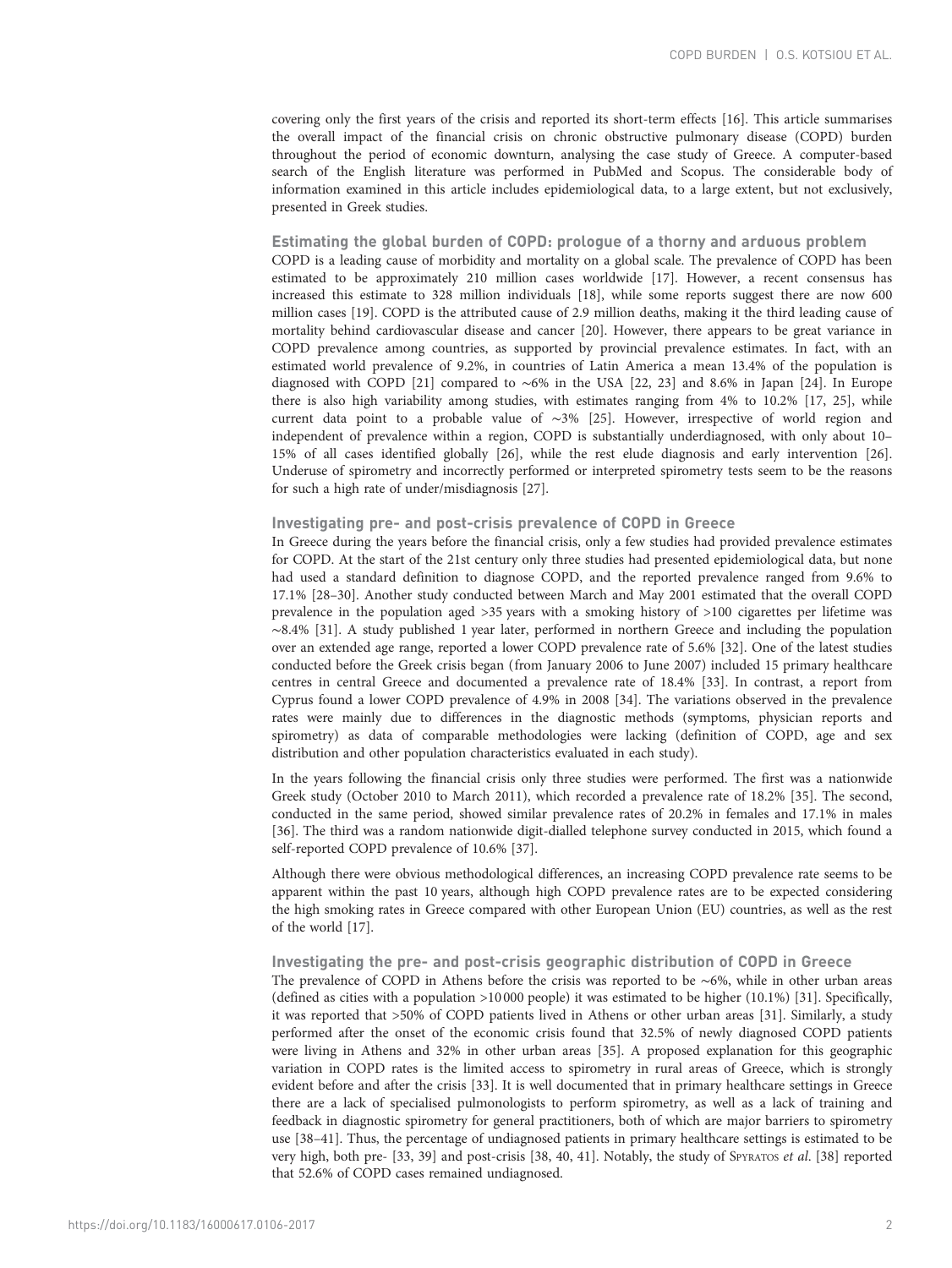covering only the first years of the crisis and reported its short-term effects [16]. This article summarises the overall impact of the financial crisis on chronic obstructive pulmonary disease (COPD) burden throughout the period of economic downturn, analysing the case study of Greece. A computer-based search of the English literature was performed in PubMed and Scopus. The considerable body of information examined in this article includes epidemiological data, to a large extent, but not exclusively, presented in Greek studies.

## Estimating the global burden of COPD: prologue of a thorny and arduous problem

COPD is a leading cause of morbidity and mortality on a global scale. The prevalence of COPD has been estimated to be approximately 210 million cases worldwide [17]. However, a recent consensus has increased this estimate to 328 million individuals [18], while some reports suggest there are now 600 million cases [19]. COPD is the attributed cause of 2.9 million deaths, making it the third leading cause of mortality behind cardiovascular disease and cancer [20]. However, there appears to be great variance in COPD prevalence among countries, as supported by provincial prevalence estimates. In fact, with an estimated world prevalence of 9.2%, in countries of Latin America a mean 13.4% of the population is diagnosed with COPD [21] compared to ∼6% in the USA [22, 23] and 8.6% in Japan [24]. In Europe there is also high variability among studies, with estimates ranging from 4% to 10.2% [17, 25], while current data point to a probable value of ∼3% [25]. However, irrespective of world region and independent of prevalence within a region, COPD is substantially underdiagnosed, with only about 10–15% of all cases identified globally [26], while the rest elude diagnosis and early intervention [26]. Underuse of spirometry and incorrectly performed or interpreted spirometry tests seem to be the reasons for such a high rate of under/misdiagnosis [27].

## Investigating pre- and post-crisis prevalence of COPD in Greece

In Greece during the years before the financial crisis, only a few studies had provided prevalence estimates for COPD. At the start of the 21st century only three studies had presented epidemiological data, but none had used a standard definition to diagnose COPD, and the reported prevalence ranged from 9.6% to 17.1% [28–30]. Another study conducted between March and May 2001 estimated that the overall COPD prevalence in the population aged >35 years with a smoking history of >100 cigarettes per lifetime was ∼8.4% [31]. A study published 1 year later, performed in northern Greece and including the population over an extended age range, reported a lower COPD prevalence rate of 5.6% [32]. One of the latest studies conducted before the Greek crisis began (from January 2006 to June 2007) included 15 primary healthcare centres in central Greece and documented a prevalence rate of 18.4% [33]. In contrast, a report from Cyprus found a lower COPD prevalence of 4.9% in 2008 [34]. The variations observed in the prevalence rates were mainly due to differences in the diagnostic methods (symptoms, physician reports and spirometry) as data of comparable methodologies were lacking (definition of COPD, age and sex distribution and other population characteristics evaluated in each study).

In the years following the financial crisis only three studies were performed. The first was a nationwide Greek study (October 2010 to March 2011), which recorded a prevalence rate of 18.2% [35]. The second, conducted in the same period, showed similar prevalence rates of 20.2% in females and 17.1% in males [36]. The third was a random nationwide digit-dialled telephone survey conducted in 2015, which found a self-reported COPD prevalence of 10.6% [37].

Although there were obvious methodological differences, an increasing COPD prevalence rate seems to be apparent within the past 10 years, although high COPD prevalence rates are to be expected considering the high smoking rates in Greece compared with other European Union (EU) countries, as well as the rest of the world [17].

## Investigating the pre- and post-crisis geographic distribution of COPD in Greece

The prevalence of COPD in Athens before the crisis was reported to be ∼6%, while in other urban areas (defined as cities with a population >10 000 people) it was estimated to be higher (10.1%) [31]. Specifically, it was reported that >50% of COPD patients lived in Athens or other urban areas [31]. Similarly, a study performed after the onset of the economic crisis found that 32.5% of newly diagnosed COPD patients were living in Athens and 32% in other urban areas [35]. A proposed explanation for this geographic variation in COPD rates is the limited access to spirometry in rural areas of Greece, which is strongly evident before and after the crisis [33]. It is well documented that in primary healthcare settings in Greece there are a lack of specialised pulmonologists to perform spirometry, as well as a lack of training and feedback in diagnostic spirometry for general practitioners, both of which are major barriers to spirometry use [38–41]. Thus, the percentage of undiagnosed patients in primary healthcare settings is estimated to be very high, both pre- [33, 39] and post-crisis [38, 40, 41]. Notably, the study of Spyratos *et al.* [38] reported that 52.6% of COPD cases remained undiagnosed.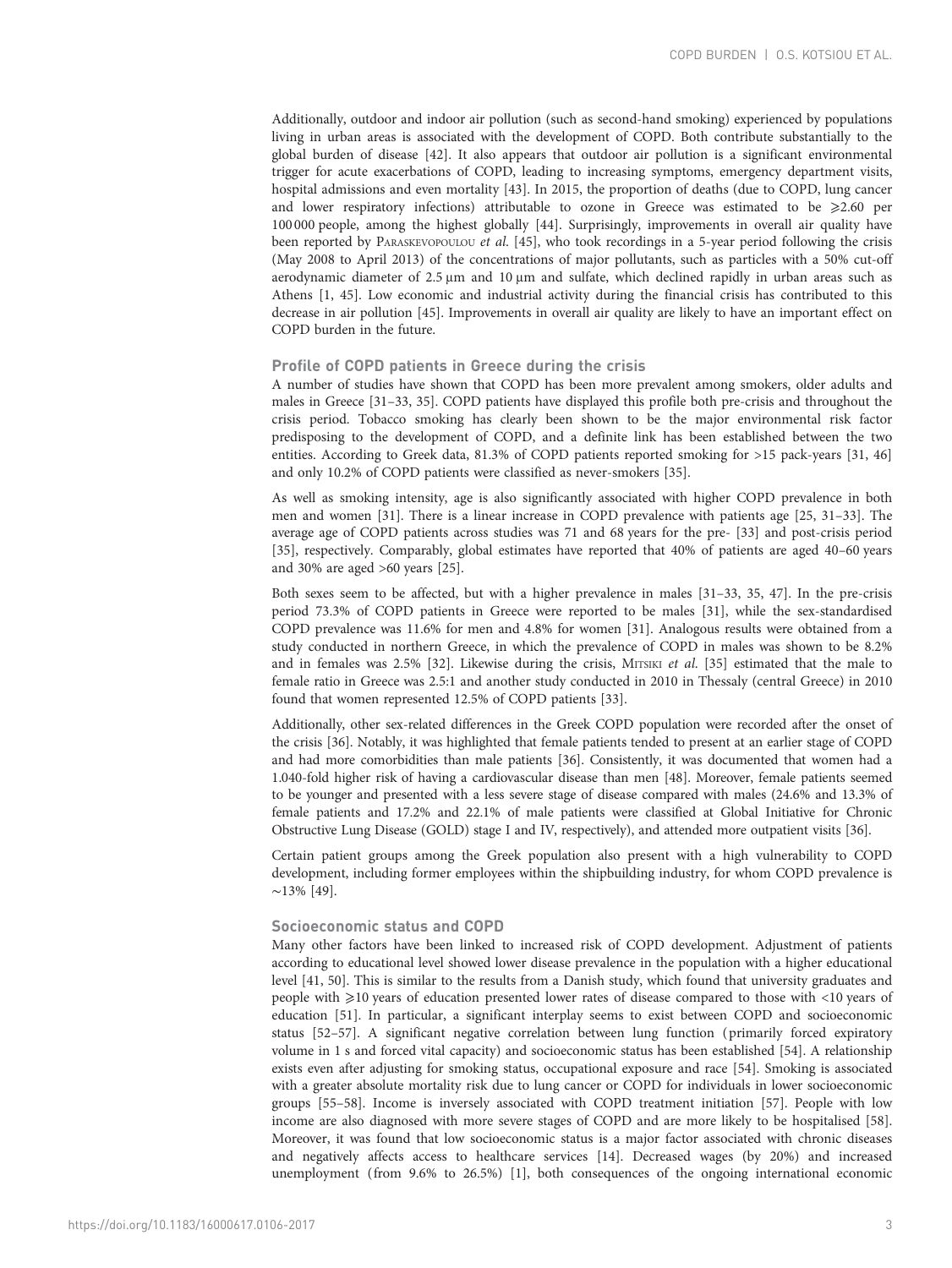Additionally, outdoor and indoor air pollution (such as second-hand smoking) experienced by populations living in urban areas is associated with the development of COPD. Both contribute substantially to the global burden of disease [42]. It also appears that outdoor air pollution is a significant environmental trigger for acute exacerbations of COPD, leading to increasing symptoms, emergency department visits, hospital admissions and even mortality [43]. In 2015, the proportion of deaths (due to COPD, lung cancer and lower respiratory infections) attributable to ozone in Greece was estimated to be ⩾2.60 per 100 000 people, among the highest globally [44]. Surprisingly, improvements in overall air quality have been reported by Paraskevopoulou *et al.* [45], who took recordings in a 5-year period following the crisis (May 2008 to April 2013) of the concentrations of major pollutants, such as particles with a 50% cut-off aerodynamic diameter of 2.5 μm and 10 μm and sulfate, which declined rapidly in urban areas such as Athens [1, 45]. Low economic and industrial activity during the financial crisis has contributed to this decrease in air pollution [45]. Improvements in overall air quality are likely to have an important effect on COPD burden in the future.

## Profile of COPD patients in Greece during the crisis

A number of studies have shown that COPD has been more prevalent among smokers, older adults and males in Greece [31–33, 35]. COPD patients have displayed this profile both pre-crisis and throughout the crisis period. Tobacco smoking has clearly been shown to be the major environmental risk factor predisposing to the development of COPD, and a definite link has been established between the two entities. According to Greek data, 81.3% of COPD patients reported smoking for >15 pack-years [31, 46] and only 10.2% of COPD patients were classified as never-smokers [35].

As well as smoking intensity, age is also significantly associated with higher COPD prevalence in both men and women [31]. There is a linear increase in COPD prevalence with patients age [25, 31–33]. The average age of COPD patients across studies was 71 and 68 years for the pre- [33] and post-crisis period [35], respectively. Comparably, global estimates have reported that 40% of patients are aged 40–60 years and 30% are aged >60 years [25].

Both sexes seem to be affected, but with a higher prevalence in males [31–33, 35, 47]. In the pre-crisis period 73.3% of COPD patients in Greece were reported to be males [31], while the sex-standardised COPD prevalence was 11.6% for men and 4.8% for women [31]. Analogous results were obtained from a study conducted in northern Greece, in which the prevalence of COPD in males was shown to be 8.2% and in females was 2.5% [32]. Likewise during the crisis, Mitsiki *et al.* [35] estimated that the male to female ratio in Greece was 2.5:1 and another study conducted in 2010 in Thessaly (central Greece) in 2010 found that women represented 12.5% of COPD patients [33].

Additionally, other sex-related differences in the Greek COPD population were recorded after the onset of the crisis [36]. Notably, it was highlighted that female patients tended to present at an earlier stage of COPD and had more comorbidities than male patients [36]. Consistently, it was documented that women had a 1.040-fold higher risk of having a cardiovascular disease than men [48]. Moreover, female patients seemed to be younger and presented with a less severe stage of disease compared with males (24.6% and 13.3% of female patients and 17.2% and 22.1% of male patients were classified at Global Initiative for Chronic Obstructive Lung Disease (GOLD) stage I and IV, respectively), and attended more outpatient visits [36].

Certain patient groups among the Greek population also present with a high vulnerability to COPD development, including former employees within the shipbuilding industry, for whom COPD prevalence is ∼13% [49].

## Socioeconomic status and COPD

Many other factors have been linked to increased risk of COPD development. Adjustment of patients according to educational level showed lower disease prevalence in the population with a higher educational level [41, 50]. This is similar to the results from a Danish study, which found that university graduates and people with ⩾10 years of education presented lower rates of disease compared to those with <10 years of education [51]. In particular, a significant interplay seems to exist between COPD and socioeconomic status [52–57]. A significant negative correlation between lung function (primarily forced expiratory volume in 1 s and forced vital capacity) and socioeconomic status has been established [54]. A relationship exists even after adjusting for smoking status, occupational exposure and race [54]. Smoking is associated with a greater absolute mortality risk due to lung cancer or COPD for individuals in lower socioeconomic groups [55–58]. Income is inversely associated with COPD treatment initiation [57]. People with low income are also diagnosed with more severe stages of COPD and are more likely to be hospitalised [58]. Moreover, it was found that low socioeconomic status is a major factor associated with chronic diseases and negatively affects access to healthcare services [14]. Decreased wages (by 20%) and increased unemployment (from 9.6% to 26.5%) [1], both consequences of the ongoing international economic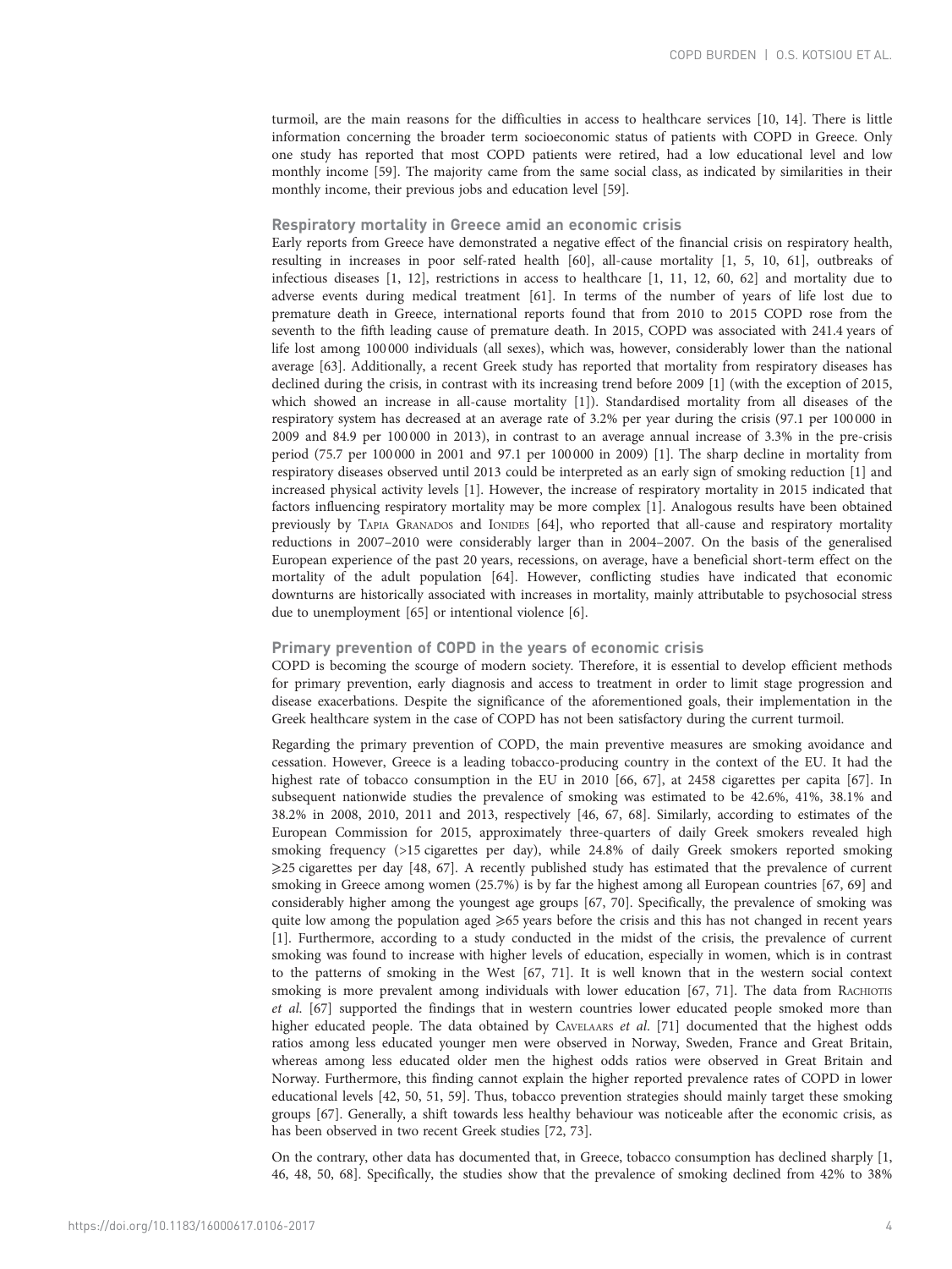turmoil, are the main reasons for the difficulties in access to healthcare services [10, 14]. There is little information concerning the broader term socioeconomic status of patients with COPD in Greece. Only one study has reported that most COPD patients were retired, had a low educational level and low monthly income [59]. The majority came from the same social class, as indicated by similarities in their monthly income, their previous jobs and education level [59].

### Respiratory mortality in Greece amid an economic crisis

Early reports from Greece have demonstrated a negative effect of the financial crisis on respiratory health, resulting in increases in poor self-rated health [60], all-cause mortality [1, 5, 10, 61], outbreaks of infectious diseases [1, 12], restrictions in access to healthcare [1, 11, 12, 60, 62] and mortality due to adverse events during medical treatment [61]. In terms of the number of years of life lost due to premature death in Greece, international reports found that from 2010 to 2015 COPD rose from the seventh to the fifth leading cause of premature death. In 2015, COPD was associated with 241.4 years of life lost among 100 000 individuals (all sexes), which was, however, considerably lower than the national average [63]. Additionally, a recent Greek study has reported that mortality from respiratory diseases has declined during the crisis, in contrast with its increasing trend before 2009 [1] (with the exception of 2015, which showed an increase in all-cause mortality [1]). Standardised mortality from all diseases of the respiratory system has decreased at an average rate of 3.2% per year during the crisis (97.1 per 100 000 in 2009 and 84.9 per 100 000 in 2013), in contrast to an average annual increase of 3.3% in the pre-crisis period (75.7 per 100 000 in 2001 and 97.1 per 100 000 in 2009) [1]. The sharp decline in mortality from respiratory diseases observed until 2013 could be interpreted as an early sign of smoking reduction [1] and increased physical activity levels [1]. However, the increase of respiratory mortality in 2015 indicated that factors influencing respiratory mortality may be more complex [1]. Analogous results have been obtained previously by Tapia Granados and Ionides [64], who reported that all-cause and respiratory mortality reductions in 2007–2010 were considerably larger than in 2004–2007. On the basis of the generalised European experience of the past 20 years, recessions, on average, have a beneficial short-term effect on the mortality of the adult population [64]. However, conflicting studies have indicated that economic downturns are historically associated with increases in mortality, mainly attributable to psychosocial stress due to unemployment [65] or intentional violence [6].

### Primary prevention of COPD in the years of economic crisis

COPD is becoming the scourge of modern society. Therefore, it is essential to develop efficient methods for primary prevention, early diagnosis and access to treatment in order to limit stage progression and disease exacerbations. Despite the significance of the aforementioned goals, their implementation in the Greek healthcare system in the case of COPD has not been satisfactory during the current turmoil.

Regarding the primary prevention of COPD, the main preventive measures are smoking avoidance and cessation. However, Greece is a leading tobacco-producing country in the context of the EU. It had the highest rate of tobacco consumption in the EU in 2010 [66, 67], at 2458 cigarettes per capita [67]. In subsequent nationwide studies the prevalence of smoking was estimated to be 42.6%, 41%, 38.1% and 38.2% in 2008, 2010, 2011 and 2013, respectively [46, 67, 68]. Similarly, according to estimates of the European Commission for 2015, approximately three-quarters of daily Greek smokers revealed high smoking frequency (>15 cigarettes per day), while 24.8% of daily Greek smokers reported smoking ⩾25 cigarettes per day [48, 67]. A recently published study has estimated that the prevalence of current smoking in Greece among women (25.7%) is by far the highest among all European countries [67, 69] and considerably higher among the youngest age groups [67, 70]. Specifically, the prevalence of smoking was quite low among the population aged ⩾65 years before the crisis and this has not changed in recent years [1]. Furthermore, according to a study conducted in the midst of the crisis, the prevalence of current smoking was found to increase with higher levels of education, especially in women, which is in contrast to the patterns of smoking in the West [67, 71]. It is well known that in the western social context smoking is more prevalent among individuals with lower education [67, 71]. The data from Rachiotis *et al.* [67] supported the findings that in western countries lower educated people smoked more than higher educated people. The data obtained by Cavelaars *et al.* [71] documented that the highest odds ratios among less educated younger men were observed in Norway, Sweden, France and Great Britain, whereas among less educated older men the highest odds ratios were observed in Great Britain and Norway. Furthermore, this finding cannot explain the higher reported prevalence rates of COPD in lower educational levels [42, 50, 51, 59]. Thus, tobacco prevention strategies should mainly target these smoking groups [67]. Generally, a shift towards less healthy behaviour was noticeable after the economic crisis, as has been observed in two recent Greek studies [72, 73].

On the contrary, other data has documented that, in Greece, tobacco consumption has declined sharply [1, 46, 48, 50, 68]. Specifically, the studies show that the prevalence of smoking declined from 42% to 38%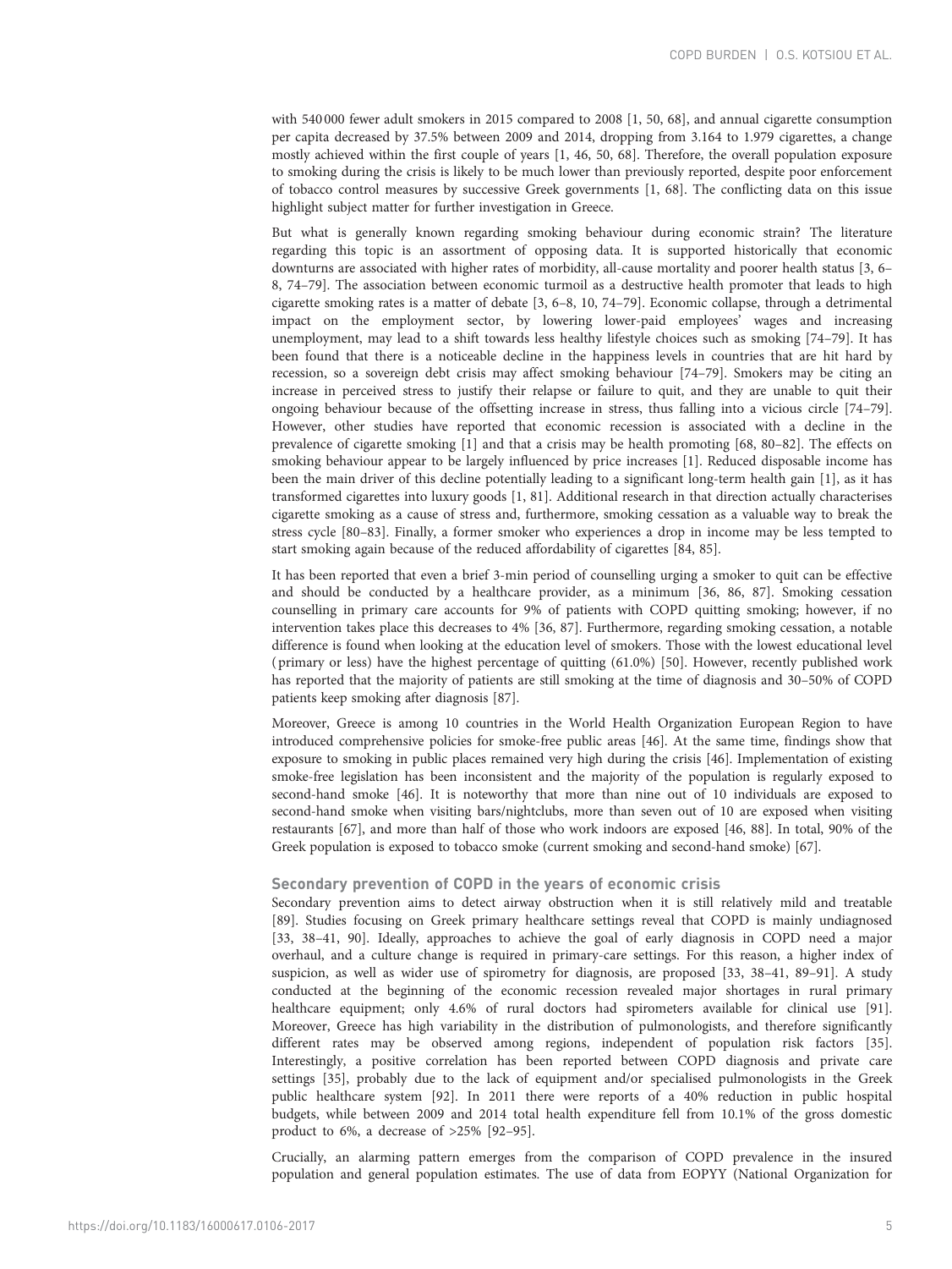with 540 000 fewer adult smokers in 2015 compared to 2008 [1, 50, 68], and annual cigarette consumption per capita decreased by 37.5% between 2009 and 2014, dropping from 3.164 to 1.979 cigarettes, a change mostly achieved within the first couple of years [1, 46, 50, 68]. Therefore, the overall population exposure to smoking during the crisis is likely to be much lower than previously reported, despite poor enforcement of tobacco control measures by successive Greek governments [1, 68]. The conflicting data on this issue highlight subject matter for further investigation in Greece.

But what is generally known regarding smoking behaviour during economic strain? The literature regarding this topic is an assortment of opposing data. It is supported historically that economic downturns are associated with higher rates of morbidity, all-cause mortality and poorer health status [3, 6–8, 74–79]. The association between economic turmoil as a destructive health promoter that leads to high cigarette smoking rates is a matter of debate [3, 6–8, 10, 74–79]. Economic collapse, through a detrimental impact on the employment sector, by lowering lower-paid employees' wages and increasing unemployment, may lead to a shift towards less healthy lifestyle choices such as smoking [74–79]. It has been found that there is a noticeable decline in the happiness levels in countries that are hit hard by recession, so a sovereign debt crisis may affect smoking behaviour [74–79]. Smokers may be citing an increase in perceived stress to justify their relapse or failure to quit, and they are unable to quit their ongoing behaviour because of the offsetting increase in stress, thus falling into a vicious circle [74–79]. However, other studies have reported that economic recession is associated with a decline in the prevalence of cigarette smoking [1] and that a crisis may be health promoting [68, 80–82]. The effects on smoking behaviour appear to be largely influenced by price increases [1]. Reduced disposable income has been the main driver of this decline potentially leading to a significant long-term health gain [1], as it has transformed cigarettes into luxury goods [1, 81]. Additional research in that direction actually characterises cigarette smoking as a cause of stress and, furthermore, smoking cessation as a valuable way to break the stress cycle [80–83]. Finally, a former smoker who experiences a drop in income may be less tempted to start smoking again because of the reduced affordability of cigarettes [84, 85].

It has been reported that even a brief 3-min period of counselling urging a smoker to quit can be effective and should be conducted by a healthcare provider, as a minimum [36, 86, 87]. Smoking cessation counselling in primary care accounts for 9% of patients with COPD quitting smoking; however, if no intervention takes place this decreases to 4% [36, 87]. Furthermore, regarding smoking cessation, a notable difference is found when looking at the education level of smokers. Those with the lowest educational level (primary or less) have the highest percentage of quitting (61.0%) [50]. However, recently published work has reported that the majority of patients are still smoking at the time of diagnosis and 30–50% of COPD patients keep smoking after diagnosis [87].

Moreover, Greece is among 10 countries in the World Health Organization European Region to have introduced comprehensive policies for smoke-free public areas [46]. At the same time, findings show that exposure to smoking in public places remained very high during the crisis [46]. Implementation of existing smoke-free legislation has been inconsistent and the majority of the population is regularly exposed to second-hand smoke [46]. It is noteworthy that more than nine out of 10 individuals are exposed to second-hand smoke when visiting bars/nightclubs, more than seven out of 10 are exposed when visiting restaurants [67], and more than half of those who work indoors are exposed [46, 88]. In total, 90% of the Greek population is exposed to tobacco smoke (current smoking and second-hand smoke) [67].

### Secondary prevention of COPD in the years of economic crisis

Secondary prevention aims to detect airway obstruction when it is still relatively mild and treatable [89]. Studies focusing on Greek primary healthcare settings reveal that COPD is mainly undiagnosed [33, 38–41, 90]. Ideally, approaches to achieve the goal of early diagnosis in COPD need a major overhaul, and a culture change is required in primary-care settings. For this reason, a higher index of suspicion, as well as wider use of spirometry for diagnosis, are proposed [33, 38–41, 89–91]. A study conducted at the beginning of the economic recession revealed major shortages in rural primary healthcare equipment; only 4.6% of rural doctors had spirometers available for clinical use [91]. Moreover, Greece has high variability in the distribution of pulmonologists, and therefore significantly different rates may be observed among regions, independent of population risk factors [35]. Interestingly, a positive correlation has been reported between COPD diagnosis and private care settings [35], probably due to the lack of equipment and/or specialised pulmonologists in the Greek public healthcare system [92]. In 2011 there were reports of a 40% reduction in public hospital budgets, while between 2009 and 2014 total health expenditure fell from 10.1% of the gross domestic product to 6%, a decrease of >25% [92–95].

Crucially, an alarming pattern emerges from the comparison of COPD prevalence in the insured population and general population estimates. The use of data from EOPYY (National Organization for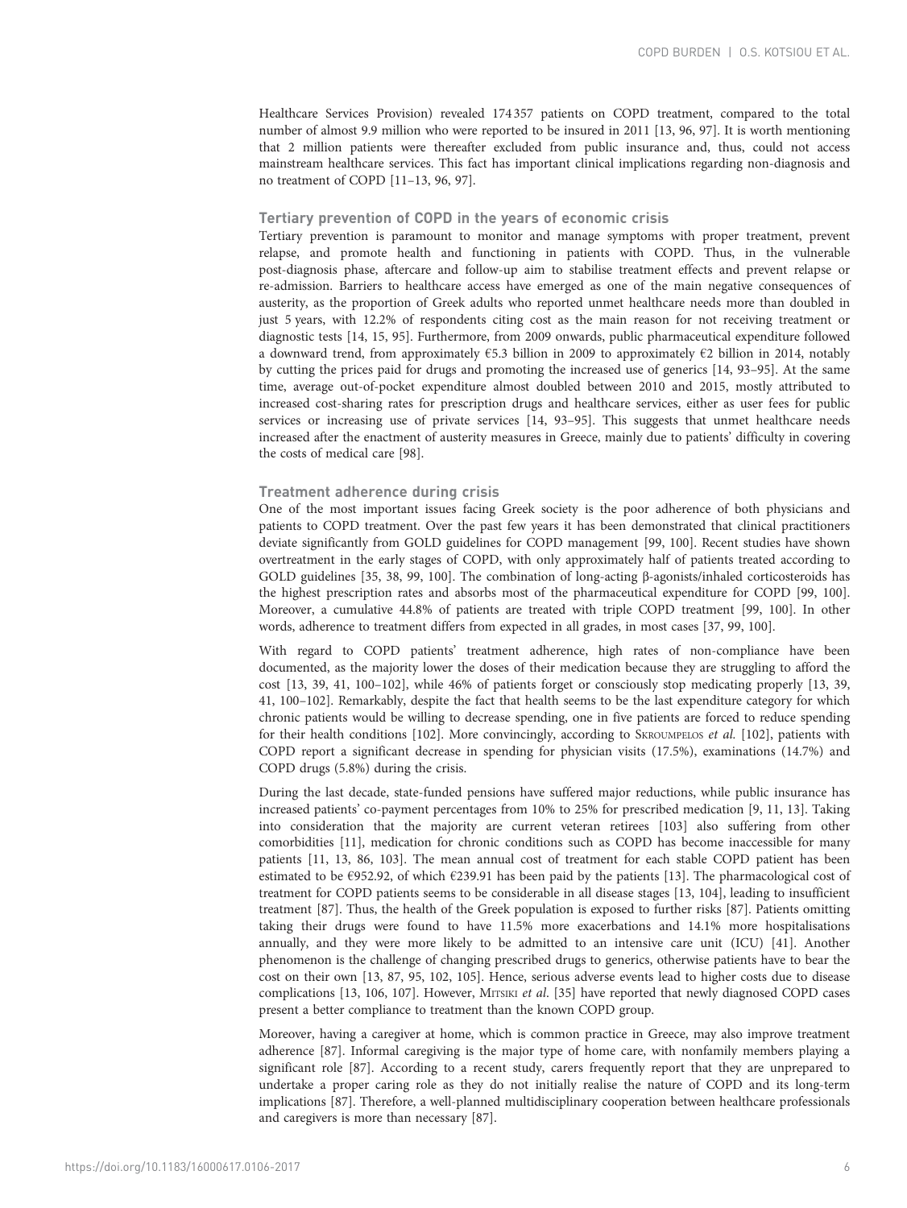Healthcare Services Provision) revealed 174 357 patients on COPD treatment, compared to the total number of almost 9.9 million who were reported to be insured in 2011 [13, 96, 97]. It is worth mentioning that 2 million patients were thereafter excluded from public insurance and, thus, could not access mainstream healthcare services. This fact has important clinical implications regarding non-diagnosis and no treatment of COPD [11–13, 96, 97].

### Tertiary prevention of COPD in the years of economic crisis

Tertiary prevention is paramount to monitor and manage symptoms with proper treatment, prevent relapse, and promote health and functioning in patients with COPD. Thus, in the vulnerable post-diagnosis phase, aftercare and follow-up aim to stabilise treatment effects and prevent relapse or re-admission. Barriers to healthcare access have emerged as one of the main negative consequences of austerity, as the proportion of Greek adults who reported unmet healthcare needs more than doubled in just 5 years, with 12.2% of respondents citing cost as the main reason for not receiving treatment or diagnostic tests [14, 15, 95]. Furthermore, from 2009 onwards, public pharmaceutical expenditure followed a downward trend, from approximately €5.3 billion in 2009 to approximately €2 billion in 2014, notably by cutting the prices paid for drugs and promoting the increased use of generics [14, 93–95]. At the same time, average out-of-pocket expenditure almost doubled between 2010 and 2015, mostly attributed to increased cost-sharing rates for prescription drugs and healthcare services, either as user fees for public services or increasing use of private services [14, 93–95]. This suggests that unmet healthcare needs increased after the enactment of austerity measures in Greece, mainly due to patients' difficulty in covering the costs of medical care [98].

### Treatment adherence during crisis

One of the most important issues facing Greek society is the poor adherence of both physicians and patients to COPD treatment. Over the past few years it has been demonstrated that clinical practitioners deviate significantly from GOLD guidelines for COPD management [99, 100]. Recent studies have shown overtreatment in the early stages of COPD, with only approximately half of patients treated according to GOLD guidelines [35, 38, 99, 100]. The combination of long-acting β-agonists/inhaled corticosteroids has the highest prescription rates and absorbs most of the pharmaceutical expenditure for COPD [99, 100]. Moreover, a cumulative 44.8% of patients are treated with triple COPD treatment [99, 100]. In other words, adherence to treatment differs from expected in all grades, in most cases [37, 99, 100].

With regard to COPD patients' treatment adherence, high rates of non-compliance have been documented, as the majority lower the doses of their medication because they are struggling to afford the cost [13, 39, 41, 100–102], while 46% of patients forget or consciously stop medicating properly [13, 39, 41, 100–102]. Remarkably, despite the fact that health seems to be the last expenditure category for which chronic patients would be willing to decrease spending, one in five patients are forced to reduce spending for their health conditions [102]. More convincingly, according to Skroumpelos *et al.* [102], patients with COPD report a significant decrease in spending for physician visits (17.5%), examinations (14.7%) and COPD drugs (5.8%) during the crisis.

During the last decade, state-funded pensions have suffered major reductions, while public insurance has increased patients' co-payment percentages from 10% to 25% for prescribed medication [9, 11, 13]. Taking into consideration that the majority are current veteran retirees [103] also suffering from other comorbidities [11], medication for chronic conditions such as COPD has become inaccessible for many patients [11, 13, 86, 103]. The mean annual cost of treatment for each stable COPD patient has been estimated to be €952.92, of which €239.91 has been paid by the patients [13]. The pharmacological cost of treatment for COPD patients seems to be considerable in all disease stages [13, 104], leading to insufficient treatment [87]. Thus, the health of the Greek population is exposed to further risks [87]. Patients omitting taking their drugs were found to have 11.5% more exacerbations and 14.1% more hospitalisations annually, and they were more likely to be admitted to an intensive care unit (ICU) [41]. Another phenomenon is the challenge of changing prescribed drugs to generics, otherwise patients have to bear the cost on their own [13, 87, 95, 102, 105]. Hence, serious adverse events lead to higher costs due to disease complications [13, 106, 107]. However, Mitsiki *et al.* [35] have reported that newly diagnosed COPD cases present a better compliance to treatment than the known COPD group.

Moreover, having a caregiver at home, which is common practice in Greece, may also improve treatment adherence [87]. Informal caregiving is the major type of home care, with nonfamily members playing a significant role [87]. According to a recent study, carers frequently report that they are unprepared to undertake a proper caring role as they do not initially realise the nature of COPD and its long-term implications [87]. Therefore, a well-planned multidisciplinary cooperation between healthcare professionals and caregivers is more than necessary [87].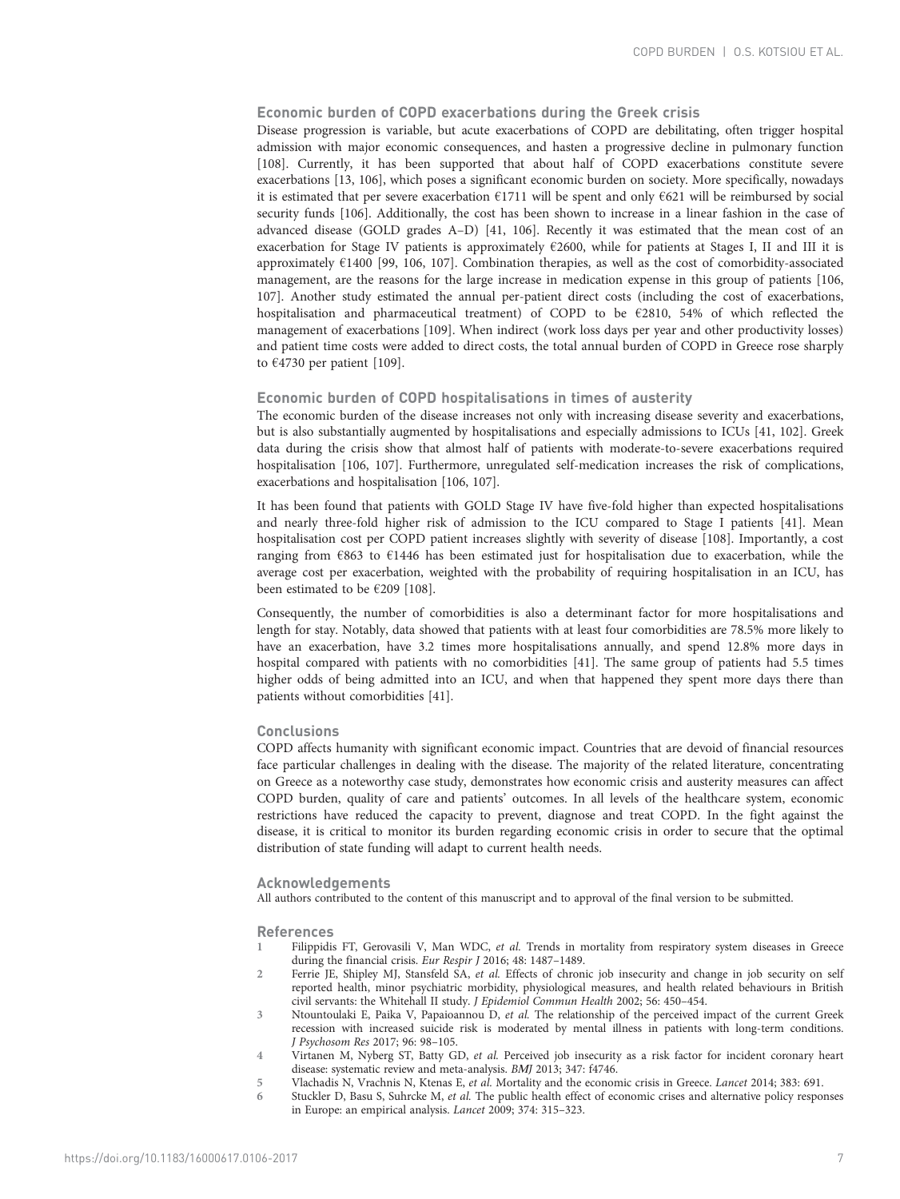### Economic burden of COPD exacerbations during the Greek crisis

Disease progression is variable, but acute exacerbations of COPD are debilitating, often trigger hospital admission with major economic consequences, and hasten a progressive decline in pulmonary function [108]. Currently, it has been supported that about half of COPD exacerbations constitute severe exacerbations [13, 106], which poses a significant economic burden on society. More specifically, nowadays it is estimated that per severe exacerbation €1711 will be spent and only €621 will be reimbursed by social security funds [106]. Additionally, the cost has been shown to increase in a linear fashion in the case of advanced disease (GOLD grades A–D) [41, 106]. Recently it was estimated that the mean cost of an exacerbation for Stage IV patients is approximately €2600, while for patients at Stages I, II and III it is approximately €1400 [99, 106, 107]. Combination therapies, as well as the cost of comorbidity-associated management, are the reasons for the large increase in medication expense in this group of patients [106, 107]. Another study estimated the annual per-patient direct costs (including the cost of exacerbations, hospitalisation and pharmaceutical treatment) of COPD to be €2810, 54% of which reflected the management of exacerbations [109]. When indirect (work loss days per year and other productivity losses) and patient time costs were added to direct costs, the total annual burden of COPD in Greece rose sharply to €4730 per patient [109].

### Economic burden of COPD hospitalisations in times of austerity

The economic burden of the disease increases not only with increasing disease severity and exacerbations, but is also substantially augmented by hospitalisations and especially admissions to ICUs [41, 102]. Greek data during the crisis show that almost half of patients with moderate-to-severe exacerbations required hospitalisation [106, 107]. Furthermore, unregulated self-medication increases the risk of complications, exacerbations and hospitalisation [106, 107].

It has been found that patients with GOLD Stage IV have five-fold higher than expected hospitalisations and nearly three-fold higher risk of admission to the ICU compared to Stage I patients [41]. Mean hospitalisation cost per COPD patient increases slightly with severity of disease [108]. Importantly, a cost ranging from €863 to €1446 has been estimated just for hospitalisation due to exacerbation, while the average cost per exacerbation, weighted with the probability of requiring hospitalisation in an ICU, has been estimated to be €209 [108].

Consequently, the number of comorbidities is also a determinant factor for more hospitalisations and length for stay. Notably, data showed that patients with at least four comorbidities are 78.5% more likely to have an exacerbation, have 3.2 times more hospitalisations annually, and spend 12.8% more days in hospital compared with patients with no comorbidities [41]. The same group of patients had 5.5 times higher odds of being admitted into an ICU, and when that happened they spent more days there than patients without comorbidities [41].

### Conclusions

COPD affects humanity with significant economic impact. Countries that are devoid of financial resources face particular challenges in dealing with the disease. The majority of the related literature, concentrating on Greece as a noteworthy case study, demonstrates how economic crisis and austerity measures can affect COPD burden, quality of care and patients' outcomes. In all levels of the healthcare system, economic restrictions have reduced the capacity to prevent, diagnose and treat COPD. In the fight against the disease, it is critical to monitor its burden regarding economic crisis in order to secure that the optimal distribution of state funding will adapt to current health needs.

### Acknowledgements

All authors contributed to the content of this manuscript and to approval of the final version to be submitted.

### References

1. Filippidis FT, Gerovasili V, Man WDC, *et al.* Trends in mortality from respiratory system diseases in Greece during the financial crisis. *Eur Respir J* 2016; 48: 1487–1489.
2. Ferrie JE, Shipley MJ, Stansfeld SA, *et al.* Effects of chronic job insecurity and change in job security on self reported health, minor psychiatric morbidity, physiological measures, and health related behaviours in British civil servants: the Whitehall II study. *J Epidemiol Commun Health* 2002; 56: 450–454.
3. Ntountoulaki E, Paika V, Papaioannou D, *et al.* The relationship of the perceived impact of the current Greek recession with increased suicide risk is moderated by mental illness in patients with long-term conditions. *J Psychosom Res* 2017; 96: 98–105.
4. Virtanen M, Nyberg ST, Batty GD, *et al.* Perceived job insecurity as a risk factor for incident coronary heart disease: systematic review and meta-analysis. *BMJ* 2013; 347: f4746.
5. Vlachadis N, Vrachnis N, Ktenas E, *et al.* Mortality and the economic crisis in Greece. *Lancet* 2014; 383: 691.
6. Stuckler D, Basu S, Suhrcke M, *et al.* The public health effect of economic crises and alternative policy responses in Europe: an empirical analysis. *Lancet* 2009; 374: 315–323.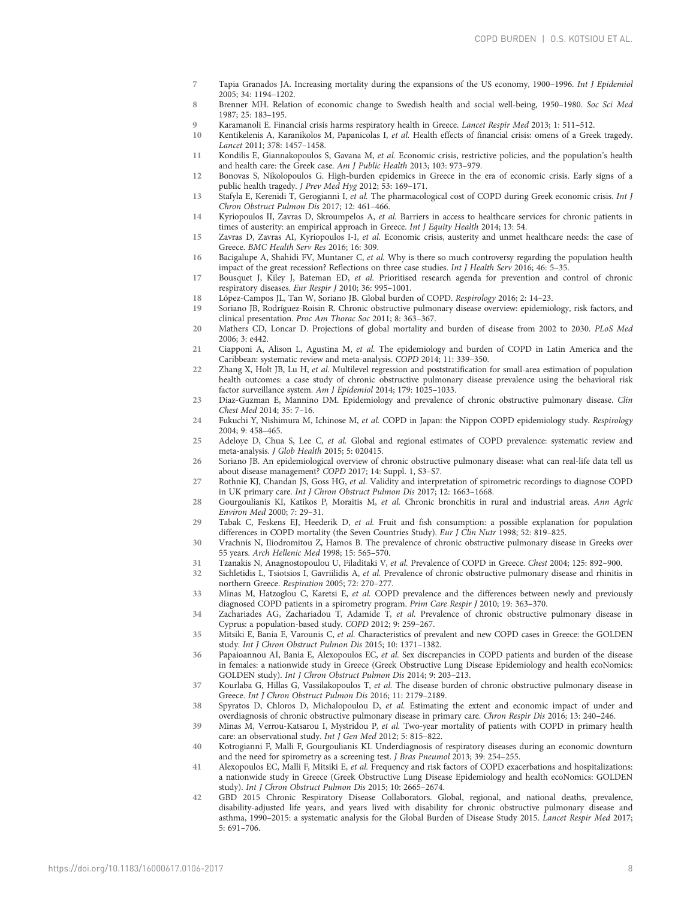7 Tapia Granados JA. Increasing mortality during the expansions of the US economy, 1900–1996. *Int J Epidemiol* 2005; 34: 1194–1202.

8 Brenner MH. Relation of economic change to Swedish health and social well-being, 1950–1980. *Soc Sci Med* 1987; 25: 183–195.

9 Karamanoli E. Financial crisis harms respiratory health in Greece. *Lancet Respir Med* 2013; 1: 511–512.

10 Kentikelenis A, Karanikolos M, Papanicolas I, *et al.* Health effects of financial crisis: omens of a Greek tragedy. *Lancet* 2011; 378: 1457–1458.

11 Kondilis E, Giannakopoulos S, Gavana M, *et al.* Economic crisis, restrictive policies, and the population's health and health care: the Greek case. *Am J Public Health* 2013; 103: 973–979.

12 Bonovas S, Nikolopoulos G. High-burden epidemics in Greece in the era of economic crisis. Early signs of a public health tragedy. *J Prev Med Hyg* 2012; 53: 169–171.

13 Stafyla E, Kerenidi T, Gerogianni I, *et al.* The pharmacological cost of COPD during Greek economic crisis. *Int J Chron Obstruct Pulmon Dis* 2017; 12: 461–466.

14 Kyriopoulos II, Zavras D, Skroumpelos A, *et al.* Barriers in access to healthcare services for chronic patients in times of austerity: an empirical approach in Greece. *Int J Equity Health* 2014; 13: 54.

15 Zavras D, Zavras AI, Kyriopoulos I-I, *et al.* Economic crisis, austerity and unmet healthcare needs: the case of Greece. *BMC Health Serv Res* 2016; 16: 309.

16 Bacigalupe A, Shahidi FV, Muntaner C, *et al.* Why is there so much controversy regarding the population health impact of the great recession? Reflections on three case studies. *Int J Health Serv* 2016; 46: 5–35.

17 Bousquet J, Kiley J, Bateman ED, *et al.* Prioritised research agenda for prevention and control of chronic respiratory diseases. *Eur Respir J* 2010; 36: 995–1001.

18 López-Campos JL, Tan W, Soriano JB. Global burden of COPD. *Respirology* 2016; 2: 14–23.

19 Soriano JB, Rodríguez-Roisin R. Chronic obstructive pulmonary disease overview: epidemiology, risk factors, and clinical presentation. *Proc Am Thorac Soc* 2011; 8: 363–367.

20 Mathers CD, Loncar D. Projections of global mortality and burden of disease from 2002 to 2030. *PLoS Med* 2006; 3: e442.

21 Ciapponi A, Alison L, Agustina M, *et al.* The epidemiology and burden of COPD in Latin America and the Caribbean: systematic review and meta-analysis. *COPD* 2014; 11: 339–350.

22 Zhang X, Holt JB, Lu H, *et al.* Multilevel regression and poststratification for small-area estimation of population health outcomes: a case study of chronic obstructive pulmonary disease prevalence using the behavioral risk factor surveillance system. *Am J Epidemiol* 2014; 179: 1025–1033.

23 Diaz-Guzman E, Mannino DM. Epidemiology and prevalence of chronic obstructive pulmonary disease. *Clin Chest Med* 2014; 35: 7–16.

24 Fukuchi Y, Nishimura M, Ichinose M, *et al.* COPD in Japan: the Nippon COPD epidemiology study. *Respirology* 2004; 9: 458–465.

25 Adeloye D, Chua S, Lee C, *et al.* Global and regional estimates of COPD prevalence: systematic review and meta-analysis. *J Glob Health* 2015; 5: 020415.

26 Soriano JB. An epidemiological overview of chronic obstructive pulmonary disease: what can real-life data tell us about disease management? *COPD* 2017; 14: Suppl. 1, S3–S7.

27 Rothnie KJ, Chandan JS, Goss HG, *et al.* Validity and interpretation of spirometric recordings to diagnose COPD in UK primary care. *Int J Chron Obstruct Pulmon Dis* 2017; 12: 1663–1668.

28 Gourgoulianis KI, Katikos P, Moraitis M, *et al.* Chronic bronchitis in rural and industrial areas. *Ann Agric Environ Med* 2000; 7: 29–31.

29 Tabak C, Feskens EJ, Heederik D, *et al.* Fruit and fish consumption: a possible explanation for population differences in COPD mortality (the Seven Countries Study). *Eur J Clin Nutr* 1998; 52: 819–825.

30 Vrachnis N, Iliodromitou Z, Hamos B. The prevalence of chronic obstructive pulmonary disease in Greeks over 55 years. *Arch Hellenic Med* 1998; 15: 565–570.

31 Tzanakis N, Anagnostopoulou U, Filaditaki V, *et al.* Prevalence of COPD in Greece. *Chest* 2004; 125: 892–900.

32 Sichletidis L, Tsiotsios I, Gavriilidis A, *et al.* Prevalence of chronic obstructive pulmonary disease and rhinitis in northern Greece. *Respiration* 2005; 72: 270–277.

33 Minas M, Hatzoglou C, Karetsi E, *et al.* COPD prevalence and the differences between newly and previously diagnosed COPD patients in a spirometry program. *Prim Care Respir J* 2010; 19: 363–370.

34 Zachariades AG, Zachariadou T, Adamide T, *et al.* Prevalence of chronic obstructive pulmonary disease in Cyprus: a population-based study. *COPD* 2012; 9: 259–267.

35 Mitsiki E, Bania E, Varounis C, *et al.* Characteristics of prevalent and new COPD cases in Greece: the GOLDEN study. *Int J Chron Obstruct Pulmon Dis* 2015; 10: 1371–1382.

36 Papaioannou AI, Bania E, Alexopoulos EC, *et al.* Sex discrepancies in COPD patients and burden of the disease in females: a nationwide study in Greece (Greek Obstructive Lung Disease Epidemiology and health ecoNomics: GOLDEN study). *Int J Chron Obstruct Pulmon Dis* 2014; 9: 203–213.

37 Kourlaba G, Hillas G, Vassilakopoulos T, *et al.* The disease burden of chronic obstructive pulmonary disease in Greece. *Int J Chron Obstruct Pulmon Dis* 2016; 11: 2179–2189.

38 Spyratos D, Chloros D, Michalopoulou D, *et al.* Estimating the extent and economic impact of under and overdiagnosis of chronic obstructive pulmonary disease in primary care. *Chron Respir Dis* 2016; 13: 240–246.

39 Minas M, Verrou-Katsarou I, Mystridou P, *et al.* Two-year mortality of patients with COPD in primary health care: an observational study. *Int J Gen Med* 2012; 5: 815–822.

40 Kotrogianni F, Malli F, Gourgoulianis KI. Underdiagnosis of respiratory diseases during an economic downturn and the need for spirometry as a screening test. *J Bras Pneumol* 2013; 39: 254–255.

41 Alexopoulos EC, Malli F, Mitsiki E, *et al.* Frequency and risk factors of COPD exacerbations and hospitalizations: a nationwide study in Greece (Greek Obstructive Lung Disease Epidemiology and health ecoNomics: GOLDEN study). *Int J Chron Obstruct Pulmon Dis* 2015; 10: 2665–2674.

42 GBD 2015 Chronic Respiratory Disease Collaborators. Global, regional, and national deaths, prevalence, disability-adjusted life years, and years lived with disability for chronic obstructive pulmonary disease and asthma, 1990–2015: a systematic analysis for the Global Burden of Disease Study 2015. *Lancet Respir Med* 2017; 5: 691–706.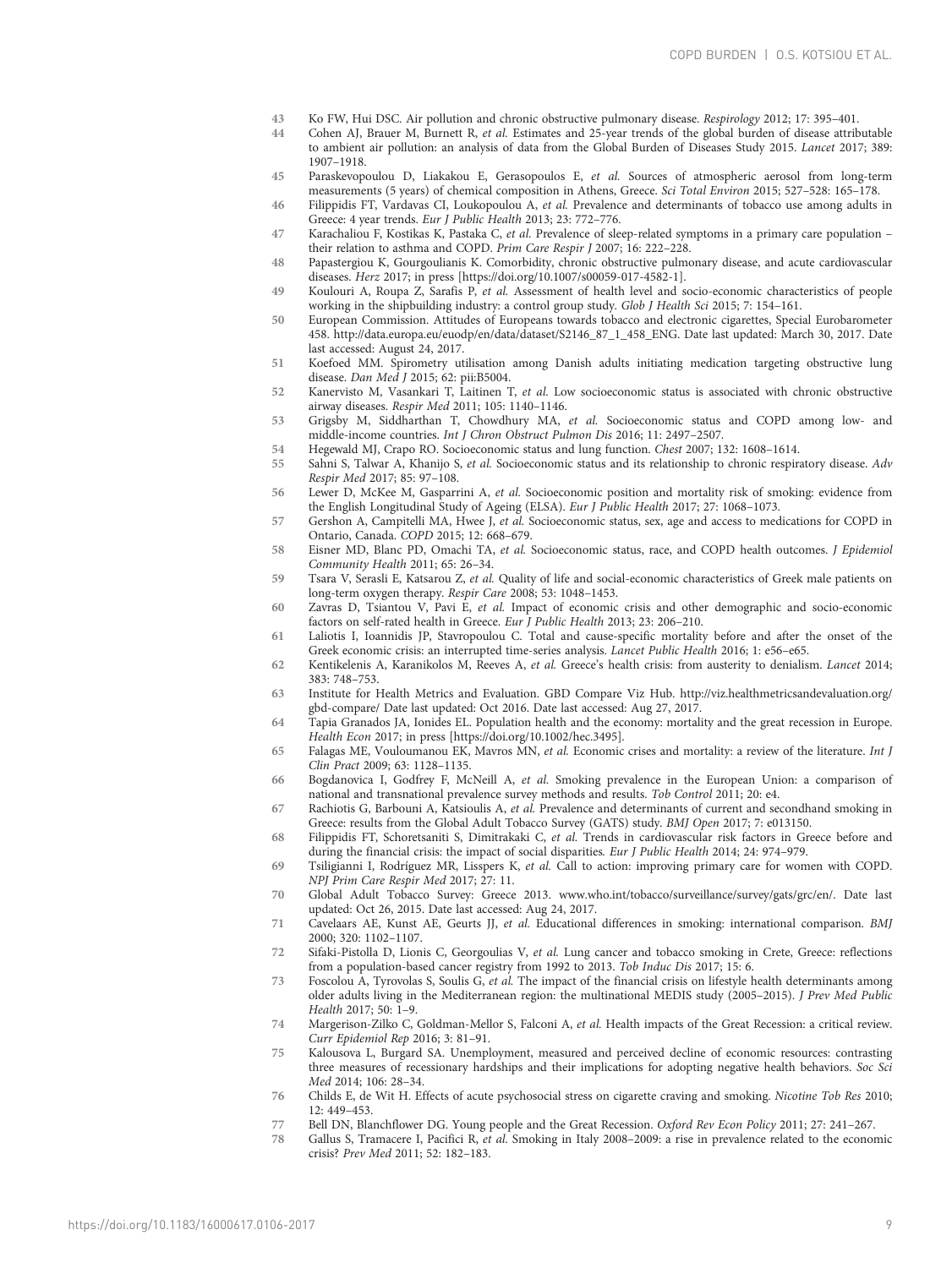43 Ko FW, Hui DSC. Air pollution and chronic obstructive pulmonary disease. *Respirology* 2012; 17: 395–401.

44 Cohen AJ, Brauer M, Burnett R, *et al.* Estimates and 25-year trends of the global burden of disease attributable to ambient air pollution: an analysis of data from the Global Burden of Diseases Study 2015. *Lancet* 2017; 389: 1907–1918.

45 Paraskevopoulou D, Liakakou E, Gerasopoulos E, *et al.* Sources of atmospheric aerosol from long-term measurements (5 years) of chemical composition in Athens, Greece. *Sci Total Environ* 2015; 527–528: 165–178.

46 Filippidis FT, Vardavas CI, Loukopoulou A, *et al.* Prevalence and determinants of tobacco use among adults in Greece: 4 year trends. *Eur J Public Health* 2013; 23: 772–776.

47 Karachaliou F, Kostikas K, Pastaka C, *et al.* Prevalence of sleep-related symptoms in a primary care population – their relation to asthma and COPD. *Prim Care Respir J* 2007; 16: 222–228.

48 Papastergiou K, Gourgoulianis K. Comorbidity, chronic obstructive pulmonary disease, and acute cardiovascular diseases. *Herz* 2017; in press [https://doi.org/10.1007/s00059-017-4582-1].

49 Koulouri A, Roupa Z, Sarafis P, *et al.* Assessment of health level and socio-economic characteristics of people working in the shipbuilding industry: a control group study. *Glob J Health Sci* 2015; 7: 154–161.

50 European Commission. Attitudes of Europeans towards tobacco and electronic cigarettes, Special Eurobarometer 458. http://data.europa.eu/euodp/en/data/dataset/S2146_87_1_458_ENG. Date last updated: March 30, 2017. Date last accessed: August 24, 2017.

51 Koefoed MM. Spirometry utilisation among Danish adults initiating medication targeting obstructive lung disease. *Dan Med J* 2015; 62: pii:B5004.

52 Kanervisto M, Vasankari T, Laitinen T, *et al.* Low socioeconomic status is associated with chronic obstructive airway diseases. *Respir Med* 2011; 105: 1140–1146.

53 Grigsby M, Siddharthan T, Chowdhury MA, *et al.* Socioeconomic status and COPD among low- and middle-income countries. *Int J Chron Obstruct Pulmon Dis* 2016; 11: 2497–2507.

54 Hegewald MJ, Crapo RO. Socioeconomic status and lung function. *Chest* 2007; 132: 1608–1614.

55 Sahni S, Talwar A, Khanijo S, *et al.* Socioeconomic status and its relationship to chronic respiratory disease. *Adv Respir Med* 2017; 85: 97–108.

56 Lewer D, McKee M, Gasparrini A, *et al.* Socioeconomic position and mortality risk of smoking: evidence from the English Longitudinal Study of Ageing (ELSA). *Eur J Public Health* 2017; 27: 1068–1073.

57 Gershon A, Campitelli MA, Hwee J, *et al.* Socioeconomic status, sex, age and access to medications for COPD in Ontario, Canada. *COPD* 2015; 12: 668–679.

58 Eisner MD, Blanc PD, Omachi TA, *et al.* Socioeconomic status, race, and COPD health outcomes. *J Epidemiol Community Health* 2011; 65: 26–34.

59 Tsara V, Serasli E, Katsarou Z, *et al.* Quality of life and social-economic characteristics of Greek male patients on long-term oxygen therapy. *Respir Care* 2008; 53: 1048–1453.

60 Zavras D, Tsiantou V, Pavi E, *et al.* Impact of economic crisis and other demographic and socio-economic factors on self-rated health in Greece. *Eur J Public Health* 2013; 23: 206–210.

61 Laliotis I, Ioannidis JP, Stavropoulou C. Total and cause-specific mortality before and after the onset of the Greek economic crisis: an interrupted time-series analysis. *Lancet Public Health* 2016; 1: e56–e65.

62 Kentikelenis A, Karanikolos M, Reeves A, *et al.* Greece's health crisis: from austerity to denialism. *Lancet* 2014; 383: 748–753.

63 Institute for Health Metrics and Evaluation. GBD Compare Viz Hub. http://viz.healthmetricsandevaluation.org/gbd-compare/ Date last updated: Oct 2016. Date last accessed: Aug 27, 2017.

64 Tapia Granados JA, Ionides EL. Population health and the economy: mortality and the great recession in Europe. *Health Econ* 2017; in press [https://doi.org/10.1002/hec.3495].

65 Falagas ME, Vouloumanou EK, Mavros MN, *et al.* Economic crises and mortality: a review of the literature. *Int J Clin Pract* 2009; 63: 1128–1135.

66 Bogdanovica I, Godfrey F, McNeill A, *et al.* Smoking prevalence in the European Union: a comparison of national and transnational prevalence survey methods and results. *Tob Control* 2011; 20: e4.

67 Rachiotis G, Barbouni A, Katsioulis A, *et al.* Prevalence and determinants of current and secondhand smoking in Greece: results from the Global Adult Tobacco Survey (GATS) study. *BMJ Open* 2017; 7: e013150.

68 Filippidis FT, Schoretsaniti S, Dimitrakaki C, *et al.* Trends in cardiovascular risk factors in Greece before and during the financial crisis: the impact of social disparities. *Eur J Public Health* 2014; 24: 974–979.

69 Tsiligianni I, Rodríguez MR, Lisspers K, *et al.* Call to action: improving primary care for women with COPD. *NPJ Prim Care Respir Med* 2017; 27: 11.

70 Global Adult Tobacco Survey: Greece 2013. www.who.int/tobacco/surveillance/survey/gats/grc/en/. Date last updated: Oct 26, 2015. Date last accessed: Aug 24, 2017.

71 Cavelaars AE, Kunst AE, Geurts JJ, *et al.* Educational differences in smoking: international comparison. *BMJ* 2000; 320: 1102–1107.

72 Sifaki-Pistolla D, Lionis C, Georgoulias V, *et al.* Lung cancer and tobacco smoking in Crete, Greece: reflections from a population-based cancer registry from 1992 to 2013. *Tob Induc Dis* 2017; 15: 6.

73 Foscolou A, Tyrovolas S, Soulis G, *et al.* The impact of the financial crisis on lifestyle health determinants among older adults living in the Mediterranean region: the multinational MEDIS study (2005–2015). *J Prev Med Public Health* 2017; 50: 1–9.

74 Margerison-Zilko C, Goldman-Mellor S, Falconi A, *et al.* Health impacts of the Great Recession: a critical review. *Curr Epidemiol Rep* 2016; 3: 81–91.

75 Kalousova L, Burgard SA. Unemployment, measured and perceived decline of economic resources: contrasting three measures of recessionary hardships and their implications for adopting negative health behaviors. *Soc Sci Med* 2014; 106: 28–34.

76 Childs E, de Wit H. Effects of acute psychosocial stress on cigarette craving and smoking. *Nicotine Tob Res* 2010; 12: 449–453.

77 Bell DN, Blanchflower DG. Young people and the Great Recession. *Oxford Rev Econ Policy* 2011; 27: 241–267.

78 Gallus S, Tramacere I, Pacifici R, *et al.* Smoking in Italy 2008–2009: a rise in prevalence related to the economic crisis? *Prev Med* 2011; 52: 182–183.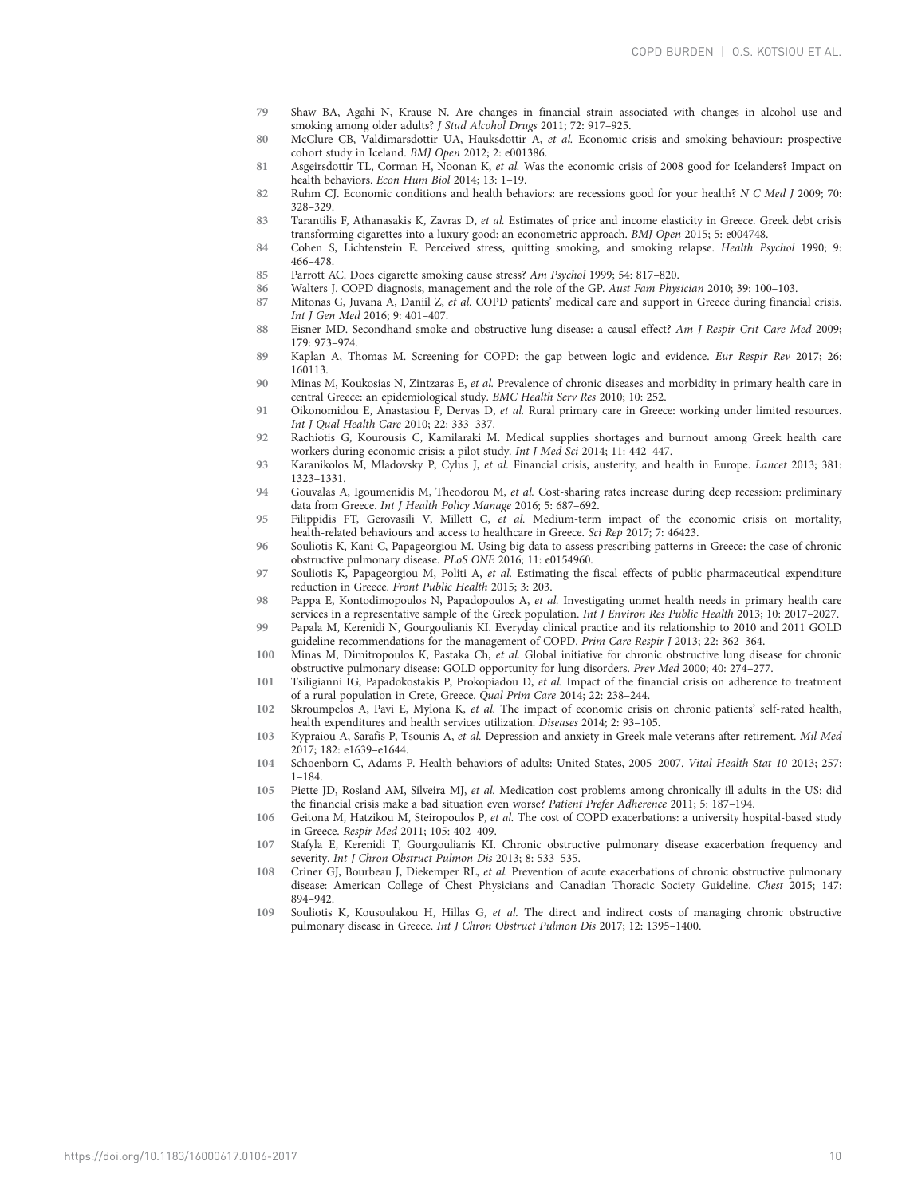79 Shaw BA, Agahi N, Krause N. Are changes in financial strain associated with changes in alcohol use and smoking among older adults? *J Stud Alcohol Drugs* 2011; 72: 917–925.

80 McClure CB, Valdimarsdottir UA, Hauksdottir A, *et al.* Economic crisis and smoking behaviour: prospective cohort study in Iceland. *BMJ Open* 2012; 2: e001386.

81 Asgeirsdottir TL, Corman H, Noonan K, *et al.* Was the economic crisis of 2008 good for Icelanders? Impact on health behaviors. *Econ Hum Biol* 2014; 13: 1–19.

82 Ruhm CJ. Economic conditions and health behaviors: are recessions good for your health? *N C Med J* 2009; 70: 328–329.

83 Tarantilis F, Athanasakis K, Zavras D, *et al.* Estimates of price and income elasticity in Greece. Greek debt crisis transforming cigarettes into a luxury good: an econometric approach. *BMJ Open* 2015; 5: e004748.

84 Cohen S, Lichtenstein E. Perceived stress, quitting smoking, and smoking relapse. *Health Psychol* 1990; 9: 466–478.

85 Parrott AC. Does cigarette smoking cause stress? *Am Psychol* 1999; 54: 817–820.

86 Walters J. COPD diagnosis, management and the role of the GP. *Aust Fam Physician* 2010; 39: 100–103.

87 Mitonas G, Juvana A, Daniil Z, *et al.* COPD patients' medical care and support in Greece during financial crisis. *Int J Gen Med* 2016; 9: 401–407.

88 Eisner MD. Secondhand smoke and obstructive lung disease: a causal effect? *Am J Respir Crit Care Med* 2009; 179: 973–974.

89 Kaplan A, Thomas M. Screening for COPD: the gap between logic and evidence. *Eur Respir Rev* 2017; 26: 160113.

90 Minas M, Koukosias N, Zintzaras E, *et al.* Prevalence of chronic diseases and morbidity in primary health care in central Greece: an epidemiological study. *BMC Health Serv Res* 2010; 10: 252.

91 Oikonomidou E, Anastasiou F, Dervas D, *et al.* Rural primary care in Greece: working under limited resources. *Int J Qual Health Care* 2010; 22: 333–337.

92 Rachiotis G, Kourousis C, Kamilaraki M. Medical supplies shortages and burnout among Greek health care workers during economic crisis: a pilot study. *Int J Med Sci* 2014; 11: 442–447.

93 Karanikolos M, Mladovsky P, Cylus J, *et al.* Financial crisis, austerity, and health in Europe. *Lancet* 2013; 381: 1323–1331.

94 Gouvalas A, Igoumenidis M, Theodorou M, *et al.* Cost-sharing rates increase during deep recession: preliminary data from Greece. *Int J Health Policy Manage* 2016; 5: 687–692.

95 Filippidis FT, Gerovasili V, Millett C, *et al.* Medium-term impact of the economic crisis on mortality, health-related behaviours and access to healthcare in Greece. *Sci Rep* 2017; 7: 46423.

96 Souliotis K, Kani C, Papageorgiou M. Using big data to assess prescribing patterns in Greece: the case of chronic obstructive pulmonary disease. *PLoS ONE* 2016; 11: e0154960.

97 Souliotis K, Papageorgiou M, Politi A, *et al.* Estimating the fiscal effects of public pharmaceutical expenditure reduction in Greece. *Front Public Health* 2015; 3: 203.

98 Pappa E, Kontodimopoulos N, Papadopoulos A, *et al.* Investigating unmet health needs in primary health care services in a representative sample of the Greek population. *Int J Environ Res Public Health* 2013; 10: 2017–2027.

99 Papala M, Kerenidi N, Gourgoulianis KI. Everyday clinical practice and its relationship to 2010 and 2011 GOLD guideline recommendations for the management of COPD. *Prim Care Respir J* 2013; 22: 362–364.

100 Minas M, Dimitropoulos K, Pastaka Ch, *et al.* Global initiative for chronic obstructive lung disease for chronic obstructive pulmonary disease: GOLD opportunity for lung disorders. *Prev Med* 2000; 40: 274–277.

101 Tsiligianni IG, Papadokostakis P, Prokopiadou D, *et al.* Impact of the financial crisis on adherence to treatment of a rural population in Crete, Greece. *Qual Prim Care* 2014; 22: 238–244.

102 Skroumpelos A, Pavi E, Mylona K, *et al.* The impact of economic crisis on chronic patients' self-rated health, health expenditures and health services utilization. *Diseases* 2014; 2: 93–105.

103 Kypraiou A, Sarafis P, Tsounis A, *et al.* Depression and anxiety in Greek male veterans after retirement. *Mil Med* 2017; 182: e1639–e1644.

104 Schoenborn C, Adams P. Health behaviors of adults: United States, 2005–2007. *Vital Health Stat 10* 2013; 257: 1–184.

105 Piette JD, Rosland AM, Silveira MJ, *et al.* Medication cost problems among chronically ill adults in the US: did the financial crisis make a bad situation even worse? *Patient Prefer Adherence* 2011; 5: 187–194.

106 Geitona M, Hatzikou M, Steiropoulos P, *et al.* The cost of COPD exacerbations: a university hospital-based study in Greece. *Respir Med* 2011; 105: 402–409.

107 Stafyla E, Kerenidi T, Gourgoulianis KI. Chronic obstructive pulmonary disease exacerbation frequency and severity. *Int J Chron Obstruct Pulmon Dis* 2013; 8: 533–535.

108 Criner GJ, Bourbeau J, Diekemper RL, *et al.* Prevention of acute exacerbations of chronic obstructive pulmonary disease: American College of Chest Physicians and Canadian Thoracic Society Guideline. *Chest* 2015; 147: 894–942.

109 Souliotis K, Kousoulakou H, Hillas G, *et al.* The direct and indirect costs of managing chronic obstructive pulmonary disease in Greece. *Int J Chron Obstruct Pulmon Dis* 2017; 12: 1395–1400.